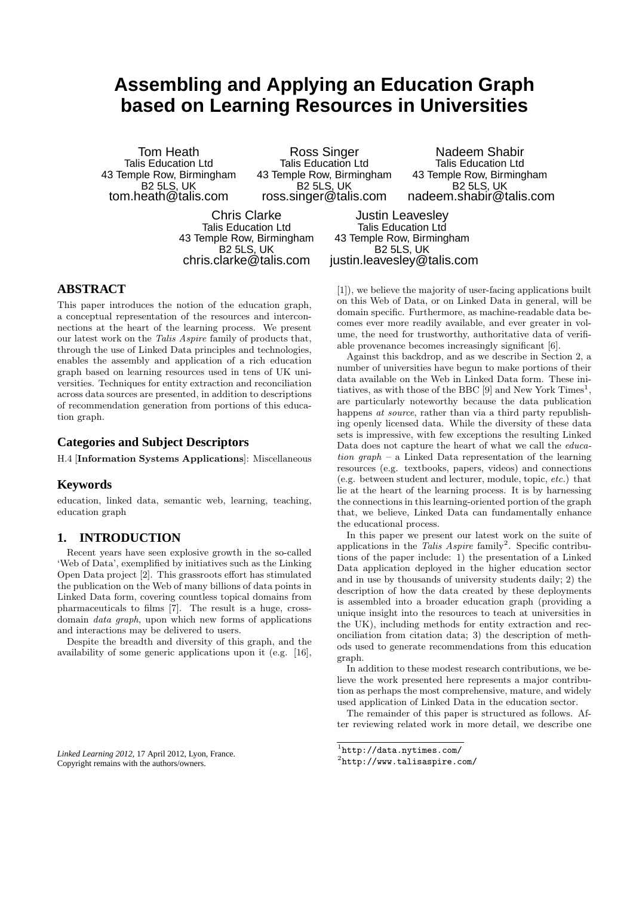# Assembling and Applying an Education Graph based on Learning Resources in Universities

Tom Heath
Talis Education Ltd
43 Temple Row, Birmingham
B2 5LS, UK
tom.heath@talis.com

Ross Singer
Talis Education Ltd
43 Temple Row, Birmingham
B2 5LS, UK
ross.singer@talis.com

Nadeem Shabir
Talis Education Ltd
43 Temple Row, Birmingham
B2 5LS, UK
nadeem.shabir@talis.com

Chris Clarke
Talis Education Ltd
43 Temple Row, Birmingham
B2 5LS, UK
chris.clarke@talis.com

Justin Leavesley
Talis Education Ltd
43 Temple Row, Birmingham
B2 5LS, UK
justin.leavesley@talis.com

## ABSTRACT

This paper introduces the notion of the education graph, a conceptual representation of the resources and interconnections at the heart of the learning process. We present our latest work on the *Talis Aspire* family of products that, through the use of Linked Data principles and technologies, enables the assembly and application of a rich education graph based on learning resources used in tens of UK universities. Techniques for entity extraction and reconciliation across data sources are presented, in addition to descriptions of recommendation generation from portions of this education graph.

## Categories and Subject Descriptors

H.4 [**Information Systems Applications**]: Miscellaneous

## Keywords

education, linked data, semantic web, learning, teaching, education graph

## 1. INTRODUCTION

Recent years have seen explosive growth in the so-called 'Web of Data', exemplified by initiatives such as the Linking Open Data project [2]. This grassroots effort has stimulated the publication on the Web of many billions of data points in Linked Data form, covering countless topical domains from pharmaceuticals to films [7]. The result is a huge, cross-domain *data graph*, upon which new forms of applications and interactions may be delivered to users.

Despite the breadth and diversity of this graph, and the availability of some generic applications upon it (e.g. [16], [1]), we believe the majority of user-facing applications built on this Web of Data, or on Linked Data in general, will be domain specific. Furthermore, as machine-readable data becomes ever more readily available, and ever greater in volume, the need for trustworthy, authoritative data of verifiable provenance becomes increasingly significant [6].

Against this backdrop, and as we describe in Section 2, a number of universities have begun to make portions of their data available on the Web in Linked Data form. These initiatives, as with those of the BBC [9] and New York Times[1], are particularly noteworthy because the data publication happens *at source*, rather than via a third party republishing openly licensed data. While the diversity of these data sets is impressive, with few exceptions the resulting Linked Data does not capture the heart of what we call the *education graph* – a Linked Data representation of the learning resources (e.g. textbooks, papers, videos) and connections (e.g. between student and lecturer, module, topic, *etc.*) that lie at the heart of the learning process. It is by harnessing the connections in this learning-oriented portion of the graph that, we believe, Linked Data can fundamentally enhance the educational process.

In this paper we present our latest work on the suite of applications in the *Talis Aspire* family[2]. Specific contributions of the paper include: 1) the presentation of a Linked Data application deployed in the higher education sector and in use by thousands of university students daily; 2) the description of how the data created by these deployments is assembled into a broader education graph (providing a unique insight into the resources to teach at universities in the UK), including methods for entity extraction and reconciliation from citation data; 3) the description of methods used to generate recommendations from this education graph.

In addition to these modest research contributions, we believe the work presented here represents a major contribution as perhaps the most comprehensive, mature, and widely used application of Linked Data in the education sector.

The remainder of this paper is structured as follows. After reviewing related work in more detail, we describe one

[1] http://data.nytimes.com/

[2] http://www.talisaspire.com/

*Linked Learning 2012*, 17 April 2012, Lyon, France.
Copyright remains with the authors/owners.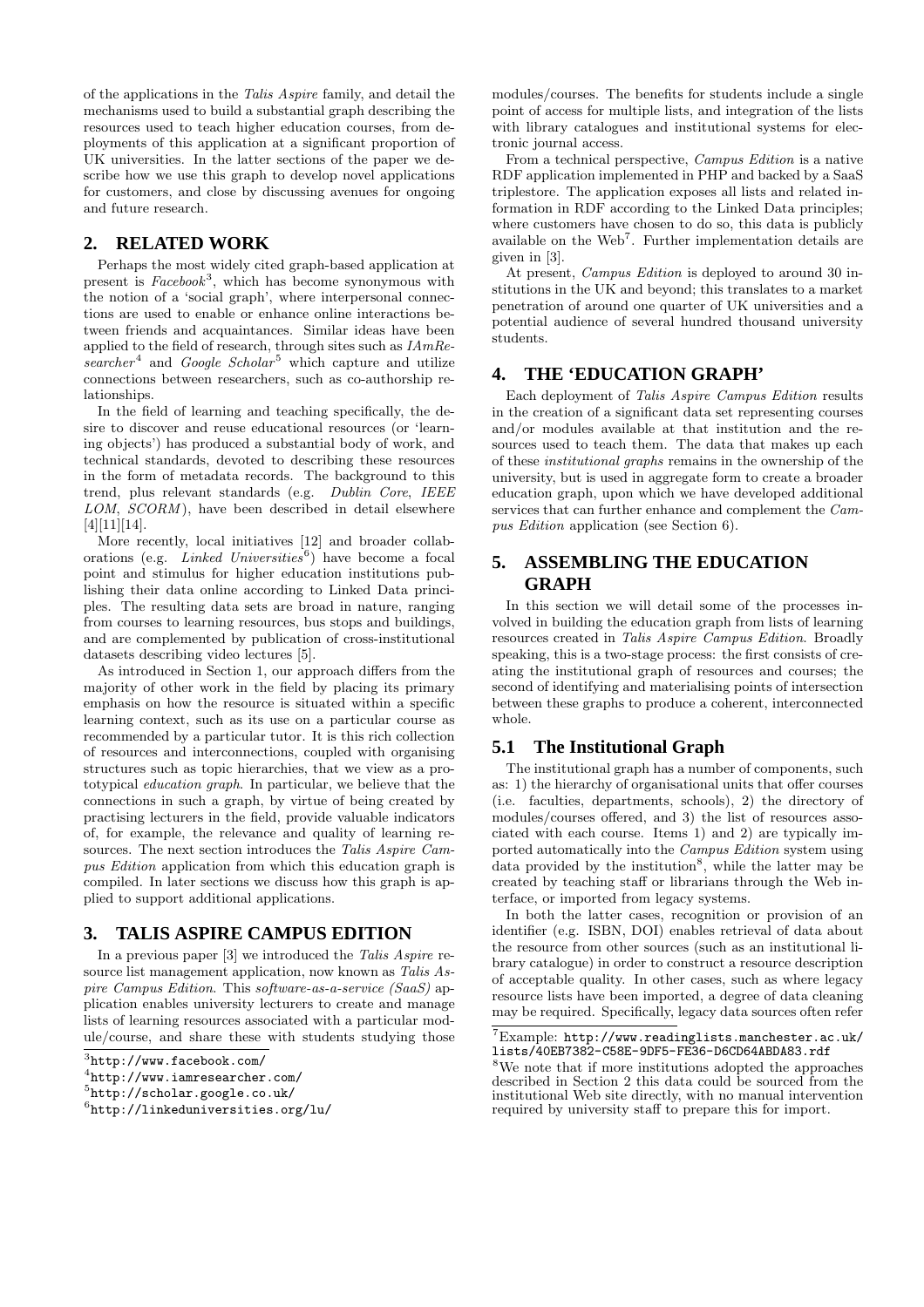of the applications in the *Talis Aspire* family, and detail the mechanisms used to build a substantial graph describing the resources used to teach higher education courses, from deployments of this application at a significant proportion of UK universities. In the latter sections of the paper we describe how we use this graph to develop novel applications for customers, and close by discussing avenues for ongoing and future research.

## 2. RELATED WORK

Perhaps the most widely cited graph-based application at present is *Facebook*[3], which has become synonymous with the notion of a 'social graph', where interpersonal connections are used to enable or enhance online interactions between friends and acquaintances. Similar ideas have been applied to the field of research, through sites such as *IAmResearcher*[4] and *Google Scholar*[5] which capture and utilize connections between researchers, such as co-authorship relationships.

In the field of learning and teaching specifically, the desire to discover and reuse educational resources (or 'learning objects') has produced a substantial body of work, and technical standards, devoted to describing these resources in the form of metadata records. The background to this trend, plus relevant standards (e.g. *Dublin Core*, *IEEE LOM*, *SCORM*), have been described in detail elsewhere [4][11][14].

More recently, local initiatives [12] and broader collaborations (e.g. *Linked Universities*[6]) have become a focal point and stimulus for higher education institutions publishing their data online according to Linked Data principles. The resulting data sets are broad in nature, ranging from courses to learning resources, bus stops and buildings, and are complemented by publication of cross-institutional datasets describing video lectures [5].

As introduced in Section 1, our approach differs from the majority of other work in the field by placing its primary emphasis on how the resource is situated within a specific learning context, such as its use on a particular course as recommended by a particular tutor. It is this rich collection of resources and interconnections, coupled with organising structures such as topic hierarchies, that we view as a prototypical *education graph*. In particular, we believe that the connections in such a graph, by virtue of being created by practising lecturers in the field, provide valuable indicators of, for example, the relevance and quality of learning resources. The next section introduces the *Talis Aspire Campus Edition* application from which this education graph is compiled. In later sections we discuss how this graph is applied to support additional applications.

## 3. TALIS ASPIRE CAMPUS EDITION

In a previous paper [3] we introduced the *Talis Aspire* resource list management application, now known as *Talis Aspire Campus Edition*. This *software-as-a-service (SaaS)* application enables university lecturers to create and manage lists of learning resources associated with a particular module/course, and share these with students studying those modules/courses. The benefits for students include a single point of access for multiple lists, and integration of the lists with library catalogues and institutional systems for electronic journal access.

From a technical perspective, *Campus Edition* is a native RDF application implemented in PHP and backed by a SaaS triplestore. The application exposes all lists and related information in RDF according to the Linked Data principles; where customers have chosen to do so, this data is publicly available on the Web[7]. Further implementation details are given in [3].

At present, *Campus Edition* is deployed to around 30 institutions in the UK and beyond; this translates to a market penetration of around one quarter of UK universities and a potential audience of several hundred thousand university students.

## 4. THE 'EDUCATION GRAPH'

Each deployment of *Talis Aspire Campus Edition* results in the creation of a significant data set representing courses and/or modules available at that institution and the resources used to teach them. The data that makes up each of these *institutional graphs* remains in the ownership of the university, but is used in aggregate form to create a broader education graph, upon which we have developed additional services that can further enhance and complement the *Campus Edition* application (see Section 6).

## 5. ASSEMBLING THE EDUCATION GRAPH

In this section we will detail some of the processes involved in building the education graph from lists of learning resources created in *Talis Aspire Campus Edition*. Broadly speaking, this is a two-stage process: the first consists of creating the institutional graph of resources and courses; the second of identifying and materialising points of intersection between these graphs to produce a coherent, interconnected whole.

### 5.1 The Institutional Graph

The institutional graph has a number of components, such as: 1) the hierarchy of organisational units that offer courses (i.e. faculties, departments, schools), 2) the directory of modules/courses offered, and 3) the list of resources associated with each course. Items 1) and 2) are typically imported automatically into the *Campus Edition* system using data provided by the institution[8], while the latter may be created by teaching staff or librarians through the Web interface, or imported from legacy systems.

In both the latter cases, recognition or provision of an identifier (e.g. ISBN, DOI) enables retrieval of data about the resource from other sources (such as an institutional library catalogue) in order to construct a resource description of acceptable quality. In other cases, such as where legacy resource lists have been imported, a degree of data cleaning may be required. Specifically, legacy data sources often refer

---

[3] http://www.facebook.com/

[4] http://www.iamresearcher.com/

[5] http://scholar.google.co.uk/

[6] http://linkeduniversities.org/lu/

[7] Example: http://www.readinglists.manchester.ac.uk/lists/40EB7382-C58E-9DF5-FE36-D6CD64ABDA83.rdf

[8] We note that if more institutions adopted the approaches described in Section 2 this data could be sourced from the institutional Web site directly, with no manual intervention required by university staff to prepare this for import.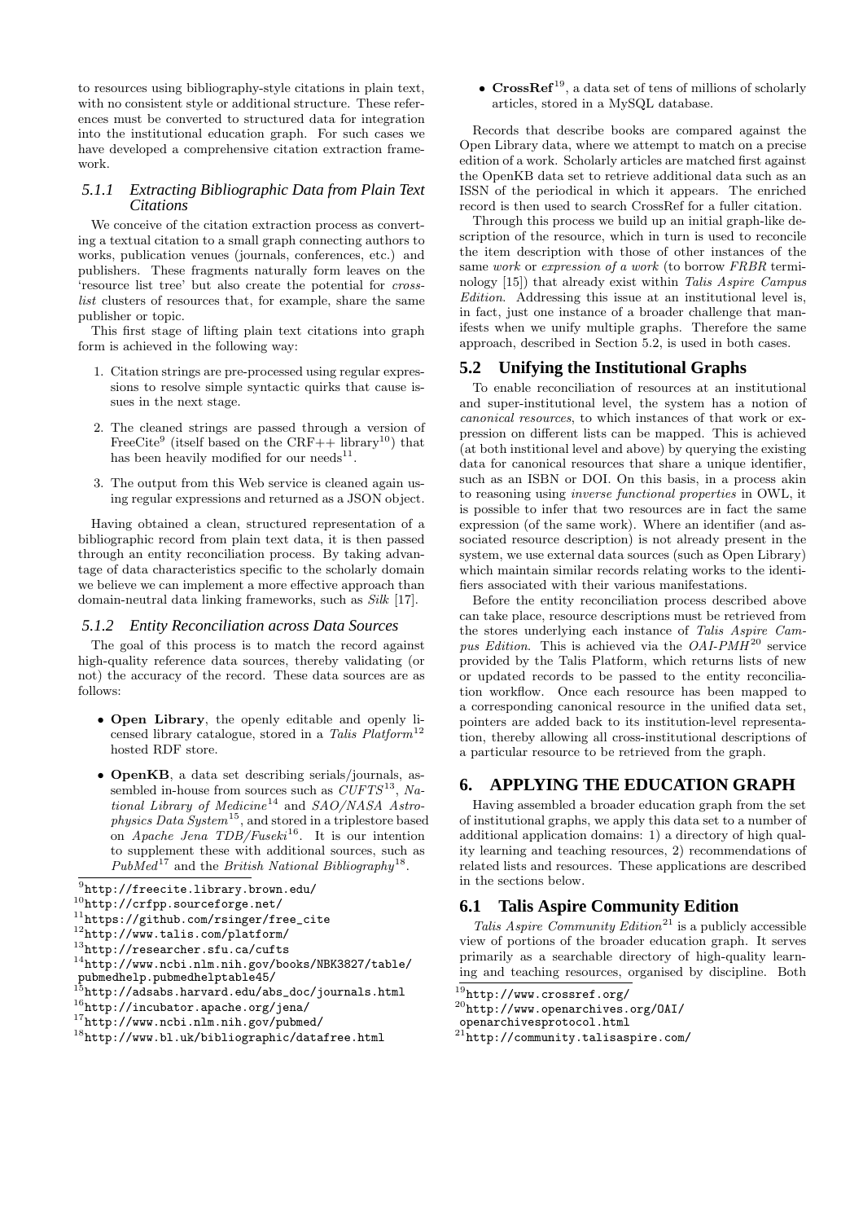to resources using bibliography-style citations in plain text, with no consistent style or additional structure. These references must be converted to structured data for integration into the institutional education graph. For such cases we have developed a comprehensive citation extraction framework.

### 5.1.1 Extracting Bibliographic Data from Plain Text Citations

We conceive of the citation extraction process as converting a textual citation to a small graph connecting authors to works, publication venues (journals, conferences, etc.) and publishers. These fragments naturally form leaves on the 'resource list tree' but also create the potential for *cross-list* clusters of resources that, for example, share the same publisher or topic.

This first stage of lifting plain text citations into graph form is achieved in the following way:

1. Citation strings are pre-processed using regular expressions to resolve simple syntactic quirks that cause issues in the next stage.
2. The cleaned strings are passed through a version of FreeCite[9] (itself based on the CRF++ library[10]) that has been heavily modified for our needs[11].
3. The output from this Web service is cleaned again using regular expressions and returned as a JSON object.

Having obtained a clean, structured representation of a bibliographic record from plain text data, it is then passed through an entity reconciliation process. By taking advantage of data characteristics specific to the scholarly domain we believe we can implement a more effective approach than domain-neutral data linking frameworks, such as *Silk* [17].

### 5.1.2 Entity Reconciliation across Data Sources

The goal of this process is to match the record against high-quality reference data sources, thereby validating (or not) the accuracy of the record. These data sources are as follows:

- **Open Library**, the openly editable and openly licensed library catalogue, stored in a *Talis Platform*[12] hosted RDF store.
- **OpenKB**, a data set describing serials/journals, assembled in-house from sources such as *CUFTS*[13], *National Library of Medicine*[14] and *SAO/NASA Astrophysics Data System*[15], and stored in a triplestore based on *Apache Jena TDB/Fuseki*[16]. It is our intention to supplement these with additional sources, such as *PubMed*[17] and the *British National Bibliography*[18].
- **CrossRef**[19], a data set of tens of millions of scholarly articles, stored in a MySQL database.

Records that describe books are compared against the Open Library data, where we attempt to match on a precise edition of a work. Scholarly articles are matched first against the OpenKB data set to retrieve additional data such as an ISSN of the periodical in which it appears. The enriched record is then used to search CrossRef for a fuller citation.

Through this process we build up an initial graph-like description of the resource, which in turn is used to reconcile the item description with those of other instances of the same *work* or *expression of a work* (to borrow *FRBR* terminology [15]) that already exist within *Talis Aspire Campus Edition*. Addressing this issue at an institutional level is, in fact, just one instance of a broader challenge that manifests when we unify multiple graphs. Therefore the same approach, described in Section 5.2, is used in both cases.

## 5.2 Unifying the Institutional Graphs

To enable reconciliation of resources at an institutional and super-institutional level, the system has a notion of *canonical resources*, to which instances of that work or expression on different lists can be mapped. This is achieved (at both institional level and above) by querying the existing data for canonical resources that share a unique identifier, such as an ISBN or DOI. On this basis, in a process akin to reasoning using *inverse functional properties* in OWL, it is possible to infer that two resources are in fact the same expression (of the same work). Where an identifier (and associated resource description) is not already present in the system, we use external data sources (such as Open Library) which maintain similar records relating works to the identifiers associated with their various manifestations.

Before the entity reconciliation process described above can take place, resource descriptions must be retrieved from the stores underlying each instance of *Talis Aspire Campus Edition*. This is achieved via the *OAI-PMH*[20] service provided by the Talis Platform, which returns lists of new or updated records to be passed to the entity reconciliation workflow. Once each resource has been mapped to a corresponding canonical resource in the unified data set, pointers are added back to its institution-level representation, thereby allowing all cross-institutional descriptions of a particular resource to be retrieved from the graph.

# 6. APPLYING THE EDUCATION GRAPH

Having assembled a broader education graph from the set of institutional graphs, we apply this data set to a number of additional application domains: 1) a directory of high quality learning and teaching resources, 2) recommendations of related lists and resources. These applications are described in the sections below.

## 6.1 Talis Aspire Community Edition

*Talis Aspire Community Edition*[21] is a publicly accessible view of portions of the broader education graph. It serves primarily as a searchable directory of high-quality learning and teaching resources, organised by discipline. Both

---

[9] http://freecite.library.brown.edu/
[10] http://crfpp.sourceforge.net/
[11] https://github.com/rsinger/free_cite
[12] http://www.talis.com/platform/
[13] http://researcher.sfu.ca/cufts
[14] http://www.ncbi.nlm.nih.gov/books/NBK3827/table/pubmedhelp.pubmedhelptable45/
[15] http://adsabs.harvard.edu/abs_doc/journals.html
[16] http://incubator.apache.org/jena/
[17] http://www.ncbi.nlm.nih.gov/pubmed/
[18] http://www.bl.uk/bibliographic/datafree.html
[19] http://www.crossref.org/
[20] http://www.openarchives.org/OAI/openarchivesprotocol.html
[21] http://community.talisaspire.com/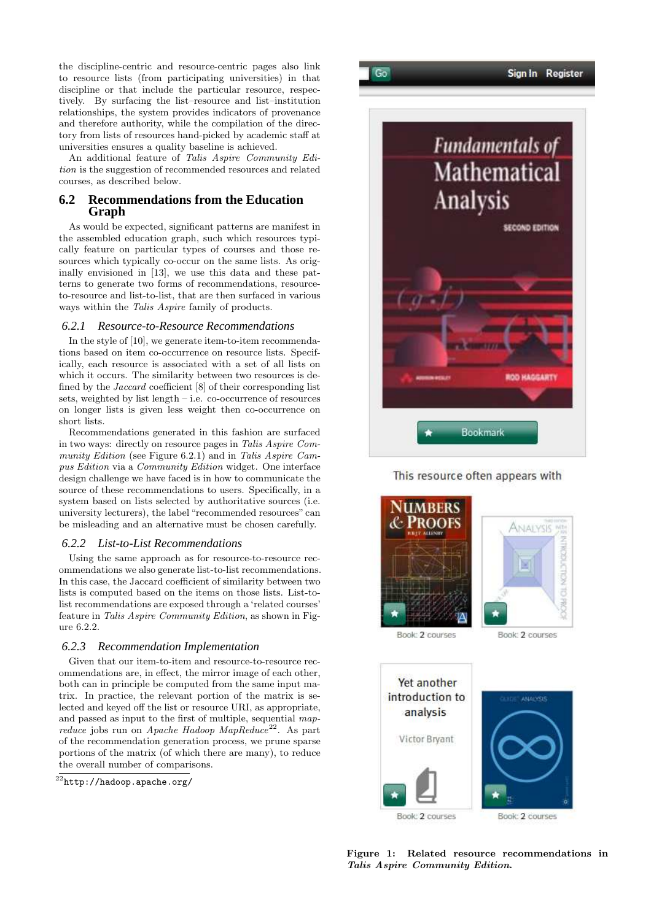the discipline-centric and resource-centric pages also link to resource lists (from participating universities) in that discipline or that include the particular resource, respectively. By surfacing the list–resource and list–institution relationships, the system provides indicators of provenance and therefore authority, while the compilation of the directory from lists of resources hand-picked by academic staff at universities ensures a quality baseline is achieved.

An additional feature of *Talis Aspire Community Edition* is the suggestion of recommended resources and related courses, as described below.

## 6.2 Recommendations from the Education Graph

As would be expected, significant patterns are manifest in the assembled education graph, such which resources typically feature on particular types of courses and those resources which typically co-occur on the same lists. As originally envisioned in [13], we use this data and these patterns to generate two forms of recommendations, resource-to-resource and list-to-list, that are then surfaced in various ways within the *Talis Aspire* family of products.

### 6.2.1 Resource-to-Resource Recommendations

In the style of [10], we generate item-to-item recommendations based on item co-occurrence on resource lists. Specifically, each resource is associated with a set of all lists on which it occurs. The similarity between two resources is defined by the *Jaccard* coefficient [8] of their corresponding list sets, weighted by list length – i.e. co-occurrence of resources on longer lists is given less weight then co-occurrence on short lists.

Recommendations generated in this fashion are surfaced in two ways: directly on resource pages in *Talis Aspire Community Edition* (see Figure 6.2.1) and in *Talis Aspire Campus Edition* via a *Community Edition* widget. One interface design challenge we have faced is in how to communicate the source of these recommendations to users. Specifically, in a system based on lists selected by authoritative sources (i.e. university lecturers), the label "recommended resources" can be misleading and an alternative must be chosen carefully.

### 6.2.2 List-to-List Recommendations

Using the same approach as for resource-to-resource recommendations we also generate list-to-list recommendations. In this case, the Jaccard coefficient of similarity between two lists is computed based on the items on those lists. List-to-list recommendations are exposed through a 'related courses' feature in *Talis Aspire Community Edition*, as shown in Figure 6.2.2.

### 6.2.3 Recommendation Implementation

Given that our item-to-item and resource-to-resource recommendations are, in effect, the mirror image of each other, both can in principle be computed from the same input matrix. In practice, the relevant portion of the matrix is selected and keyed off the list or resource URI, as appropriate, and passed as input to the first of multiple, sequential *mapreduce* jobs run on *Apache Hadoop MapReduce*[22]. As part of the recommendation generation process, we prune sparse portions of the matrix (of which there are many), to reduce the overall number of comparisons.

[22] http://hadoop.apache.org/

**Figure 1: Related resource recommendations in *Talis Aspire Community Edition*.**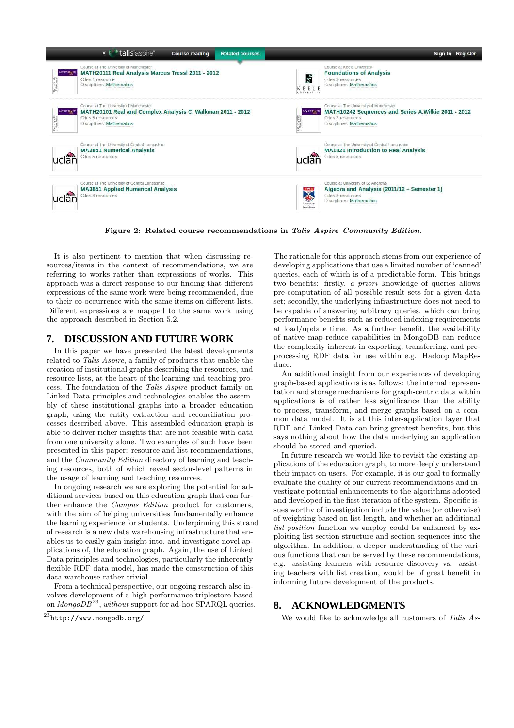Figure 2: Related course recommendations in *Talis Aspire Community Edition*.

It is also pertinent to mention that when discussing resources/items in the context of recommendations, we are referring to works rather than expressions of works. This approach was a direct response to our finding that different expressions of the same work were being recommended, due to their co-occurrence with the same items on different lists. Different expressions are mapped to the same work using the approach described in Section 5.2.

## 7. DISCUSSION AND FUTURE WORK

In this paper we have presented the latest developments related to *Talis Aspire*, a family of products that enable the creation of institutional graphs describing the resources, and resource lists, at the heart of the learning and teaching process. The foundation of the *Talis Aspire* product family on Linked Data principles and technologies enables the assembly of these institutional graphs into a broader education graph, using the entity extraction and reconciliation processes described above. This assembled education graph is able to deliver richer insights that are not feasible with data from one university alone. Two examples of such have been presented in this paper: resource and list recommendations, and the *Community Edition* directory of learning and teaching resources, both of which reveal sector-level patterns in the usage of learning and teaching resources.

In ongoing research we are exploring the potential for additional services based on this education graph that can further enhance the *Campus Edition* product for customers, with the aim of helping universities fundamentally enhance the learning experience for students. Underpinning this strand of research is a new data warehousing infrastructure that enables us to easily gain insight into, and investigate novel applications of, the education graph. Again, the use of Linked Data principles and technologies, particularly the inherently flexible RDF data model, has made the construction of this data warehouse rather trivial.

From a technical perspective, our ongoing research also involves development of a high-performance triplestore based on *MongoDB*[23], *without* support for ad-hoc SPARQL queries.

[23]http://www.mongodb.org/

The rationale for this approach stems from our experience of developing applications that use a limited number of 'canned' queries, each of which is of a predictable form. This brings two benefits: firstly, *a priori* knowledge of queries allows pre-computation of all possible result sets for a given data set; secondly, the underlying infrastructure does not need to be capable of answering arbitrary queries, which can bring performance benefits such as reduced indexing requirements at load/update time. As a further benefit, the availability of native map-reduce capabilities in MongoDB can reduce the complexity inherent in exporting, transferring, and pre-processing RDF data for use within e.g. Hadoop MapReduce.

An additional insight from our experiences of developing graph-based applications is as follows: the internal representation and storage mechanisms for graph-centric data within applications is of rather less significance than the ability to process, transform, and merge graphs based on a common data model. It is at this inter-application layer that RDF and Linked Data can bring greatest benefits, but this says nothing about how the data underlying an application should be stored and queried.

In future research we would like to revisit the existing applications of the education graph, to more deeply understand their impact on users. For example, it is our goal to formally evaluate the quality of our current recommendations and investigate potential enhancements to the algorithms adopted and developed in the first iteration of the system. Specific issues worthy of investigation include the value (or otherwise) of weighting based on list length, and whether an additional *list position* function we employ could be enhanced by exploiting list section structure and section sequences into the algorithm. In addition, a deeper understanding of the various functions that can be served by these recommendations, e.g. assisting learners with resource discovery vs. assisting teachers with list creation, would be of great benefit in informing future development of the products.

## 8. ACKNOWLEDGMENTS

We would like to acknowledge all customers of *Talis As-*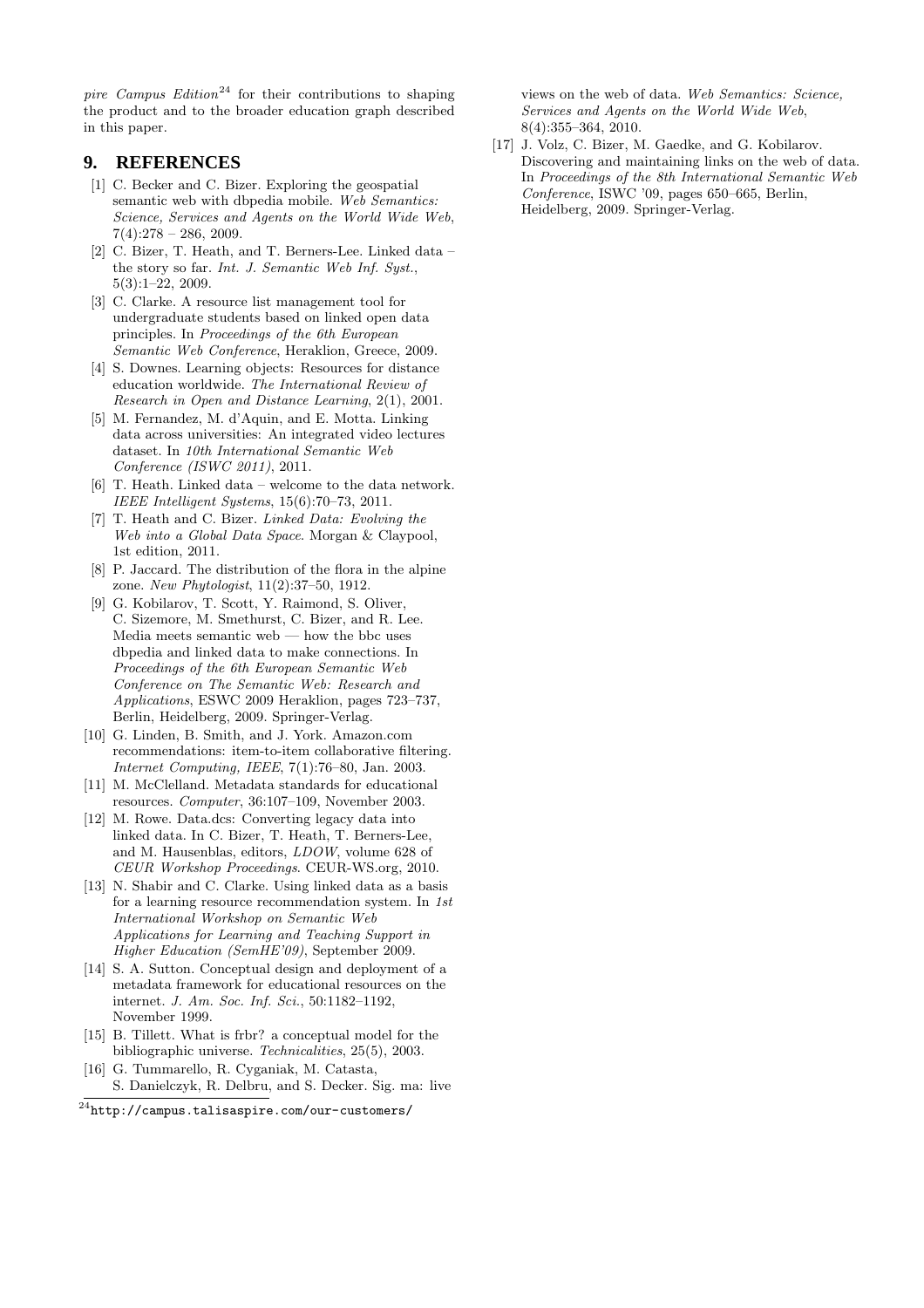*pire Campus Edition*[24] for their contributions to shaping the product and to the broader education graph described in this paper.

## 9. REFERENCES

[1] C. Becker and C. Bizer. Exploring the geospatial semantic web with dbpedia mobile. *Web Semantics: Science, Services and Agents on the World Wide Web*, 7(4):278 – 286, 2009.

[2] C. Bizer, T. Heath, and T. Berners-Lee. Linked data – the story so far. *Int. J. Semantic Web Inf. Syst.*, 5(3):1–22, 2009.

[3] C. Clarke. A resource list management tool for undergraduate students based on linked open data principles. In *Proceedings of the 6th European Semantic Web Conference*, Heraklion, Greece, 2009.

[4] S. Downes. Learning objects: Resources for distance education worldwide. *The International Review of Research in Open and Distance Learning*, 2(1), 2001.

[5] M. Fernandez, M. d'Aquin, and E. Motta. Linking data across universities: An integrated video lectures dataset. In *10th International Semantic Web Conference (ISWC 2011)*, 2011.

[6] T. Heath. Linked data – welcome to the data network. *IEEE Intelligent Systems*, 15(6):70–73, 2011.

[7] T. Heath and C. Bizer. *Linked Data: Evolving the Web into a Global Data Space*. Morgan & Claypool, 1st edition, 2011.

[8] P. Jaccard. The distribution of the flora in the alpine zone. *New Phytologist*, 11(2):37–50, 1912.

[9] G. Kobilarov, T. Scott, Y. Raimond, S. Oliver, C. Sizemore, M. Smethurst, C. Bizer, and R. Lee. Media meets semantic web — how the bbc uses dbpedia and linked data to make connections. In *Proceedings of the 6th European Semantic Web Conference on The Semantic Web: Research and Applications*, ESWC 2009 Heraklion, pages 723–737, Berlin, Heidelberg, 2009. Springer-Verlag.

[10] G. Linden, B. Smith, and J. York. Amazon.com recommendations: item-to-item collaborative filtering. *Internet Computing, IEEE*, 7(1):76–80, Jan. 2003.

[11] M. McClelland. Metadata standards for educational resources. *Computer*, 36:107–109, November 2003.

[12] M. Rowe. Data.dcs: Converting legacy data into linked data. In C. Bizer, T. Heath, T. Berners-Lee, and M. Hausenblas, editors, *LDOW*, volume 628 of *CEUR Workshop Proceedings*. CEUR-WS.org, 2010.

[13] N. Shabir and C. Clarke. Using linked data as a basis for a learning resource recommendation system. In *1st International Workshop on Semantic Web Applications for Learning and Teaching Support in Higher Education (SemHE'09)*, September 2009.

[14] S. A. Sutton. Conceptual design and deployment of a metadata framework for educational resources on the internet. *J. Am. Soc. Inf. Sci.*, 50:1182–1192, November 1999.

[15] B. Tillett. What is frbr? a conceptual model for the bibliographic universe. *Technicalities*, 25(5), 2003.

[16] G. Tummarello, R. Cyganiak, M. Catasta, S. Danielczyk, R. Delbru, and S. Decker. Sig. ma: live views on the web of data. *Web Semantics: Science, Services and Agents on the World Wide Web*, 8(4):355–364, 2010.

[17] J. Volz, C. Bizer, M. Gaedke, and G. Kobilarov. Discovering and maintaining links on the web of data. In *Proceedings of the 8th International Semantic Web Conference*, ISWC '09, pages 650–665, Berlin, Heidelberg, 2009. Springer-Verlag.

[24] http://campus.talisaspire.com/our-customers/